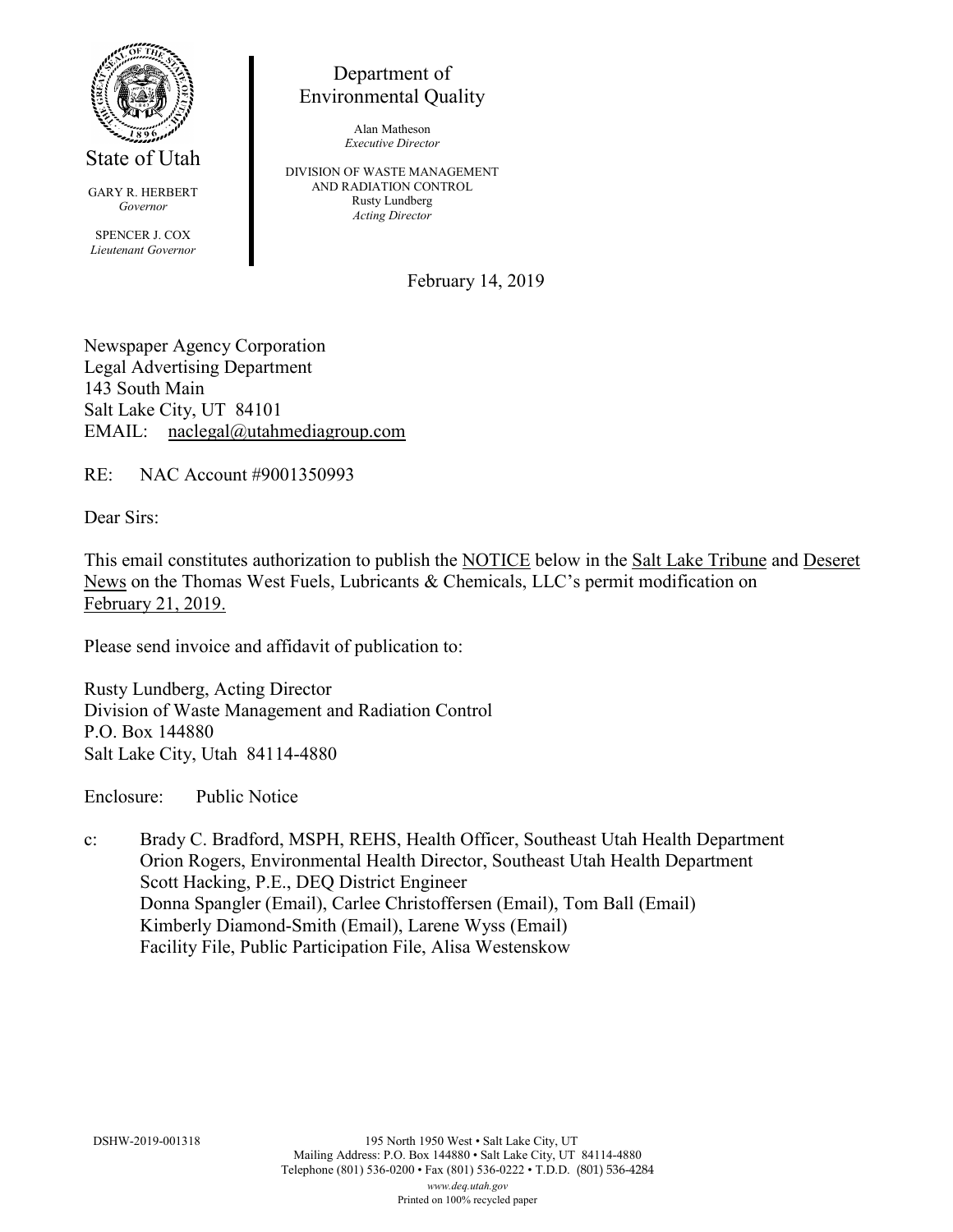State of Utah

GARY R. HERBERT
*Governor*

SPENCER J. COX
*Lieutenant Governor*

Department of
Environmental Quality

Alan Matheson
*Executive Director*

DIVISION OF WASTE MANAGEMENT
AND RADIATION CONTROL
Rusty Lundberg
*Acting Director*

February 14, 2019

Newspaper Agency Corporation
Legal Advertising Department
143 South Main
Salt Lake City, UT 84101
EMAIL: naclegal@utahmediagroup.com

RE: NAC Account #9001350993

Dear Sirs:

This email constitutes authorization to publish the NOTICE below in the Salt Lake Tribune and Deseret News on the Thomas West Fuels, Lubricants & Chemicals, LLC's permit modification on February 21, 2019.

Please send invoice and affidavit of publication to:

Rusty Lundberg, Acting Director
Division of Waste Management and Radiation Control
P.O. Box 144880
Salt Lake City, Utah 84114-4880

Enclosure: Public Notice

c: Brady C. Bradford, MSPH, REHS, Health Officer, Southeast Utah Health Department
Orion Rogers, Environmental Health Director, Southeast Utah Health Department
Scott Hacking, P.E., DEQ District Engineer
Donna Spangler (Email), Carlee Christoffersen (Email), Tom Ball (Email)
Kimberly Diamond-Smith (Email), Larene Wyss (Email)
Facility File, Public Participation File, Alisa Westenskow

DSHW-2019-001318

195 North 1950 West • Salt Lake City, UT
Mailing Address: P.O. Box 144880 • Salt Lake City, UT 84114-4880
Telephone (801) 536-0200 • Fax (801) 536-0222 • T.D.D. (801) 536-4284
*www.deq.utah.gov*
Printed on 100% recycled paper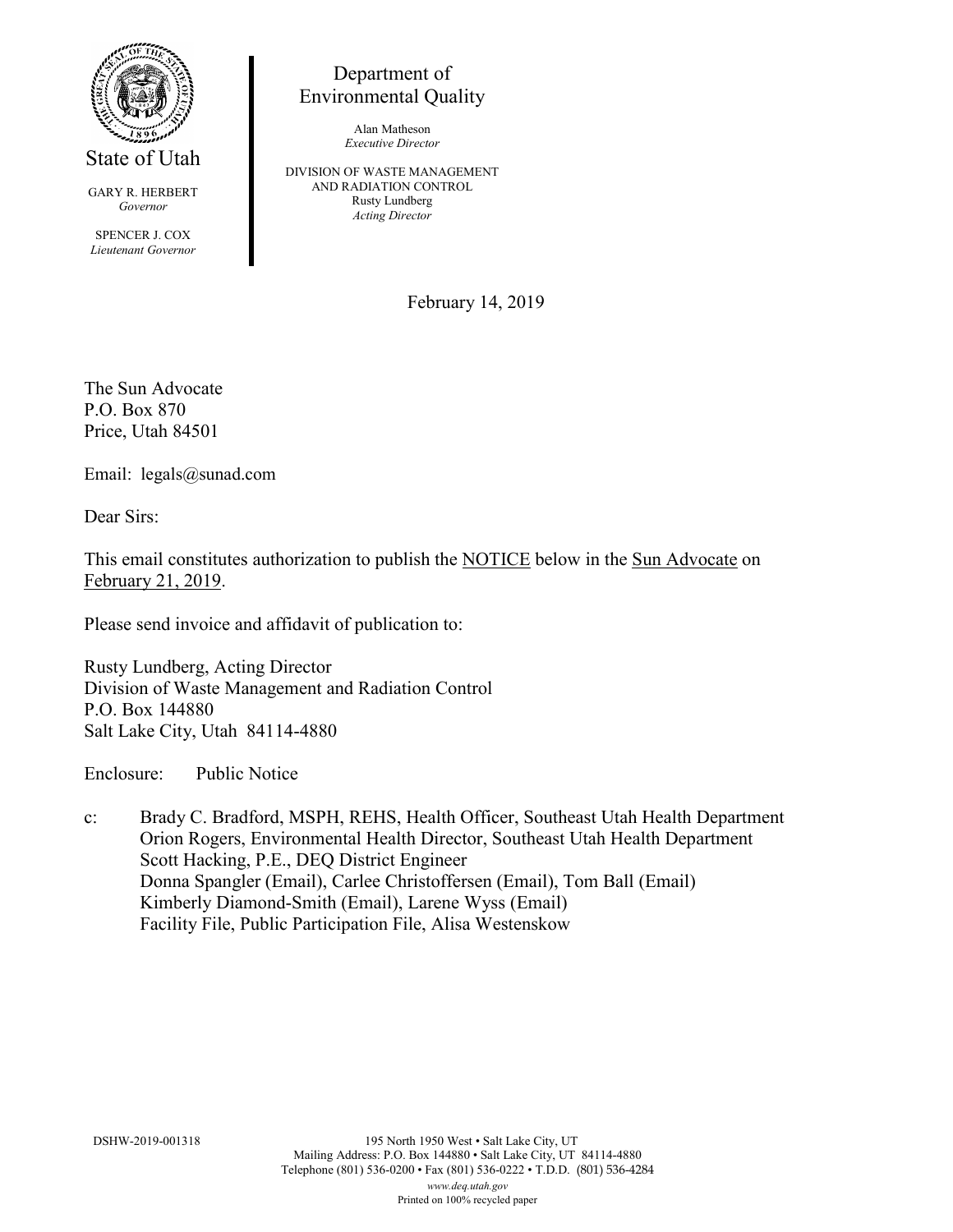State of Utah

GARY R. HERBERT
*Governor*

SPENCER J. COX
*Lieutenant Governor*

Department of
Environmental Quality

Alan Matheson
*Executive Director*

DIVISION OF WASTE MANAGEMENT
AND RADIATION CONTROL
Rusty Lundberg
*Acting Director*

February 14, 2019

The Sun Advocate
P.O. Box 870
Price, Utah 84501

Email: legals@sunad.com

Dear Sirs:

This email constitutes authorization to publish the NOTICE below in the Sun Advocate on February 21, 2019.

Please send invoice and affidavit of publication to:

Rusty Lundberg, Acting Director
Division of Waste Management and Radiation Control
P.O. Box 144880
Salt Lake City, Utah 84114-4880

Enclosure: Public Notice

c: Brady C. Bradford, MSPH, REHS, Health Officer, Southeast Utah Health Department
Orion Rogers, Environmental Health Director, Southeast Utah Health Department
Scott Hacking, P.E., DEQ District Engineer
Donna Spangler (Email), Carlee Christoffersen (Email), Tom Ball (Email)
Kimberly Diamond-Smith (Email), Larene Wyss (Email)
Facility File, Public Participation File, Alisa Westenskow

DSHW-2019-001318

195 North 1950 West • Salt Lake City, UT
Mailing Address: P.O. Box 144880 • Salt Lake City, UT 84114-4880
Telephone (801) 536-0200 • Fax (801) 536-0222 • T.D.D. (801) 536-4284
*www.deq.utah.gov*
Printed on 100% recycled paper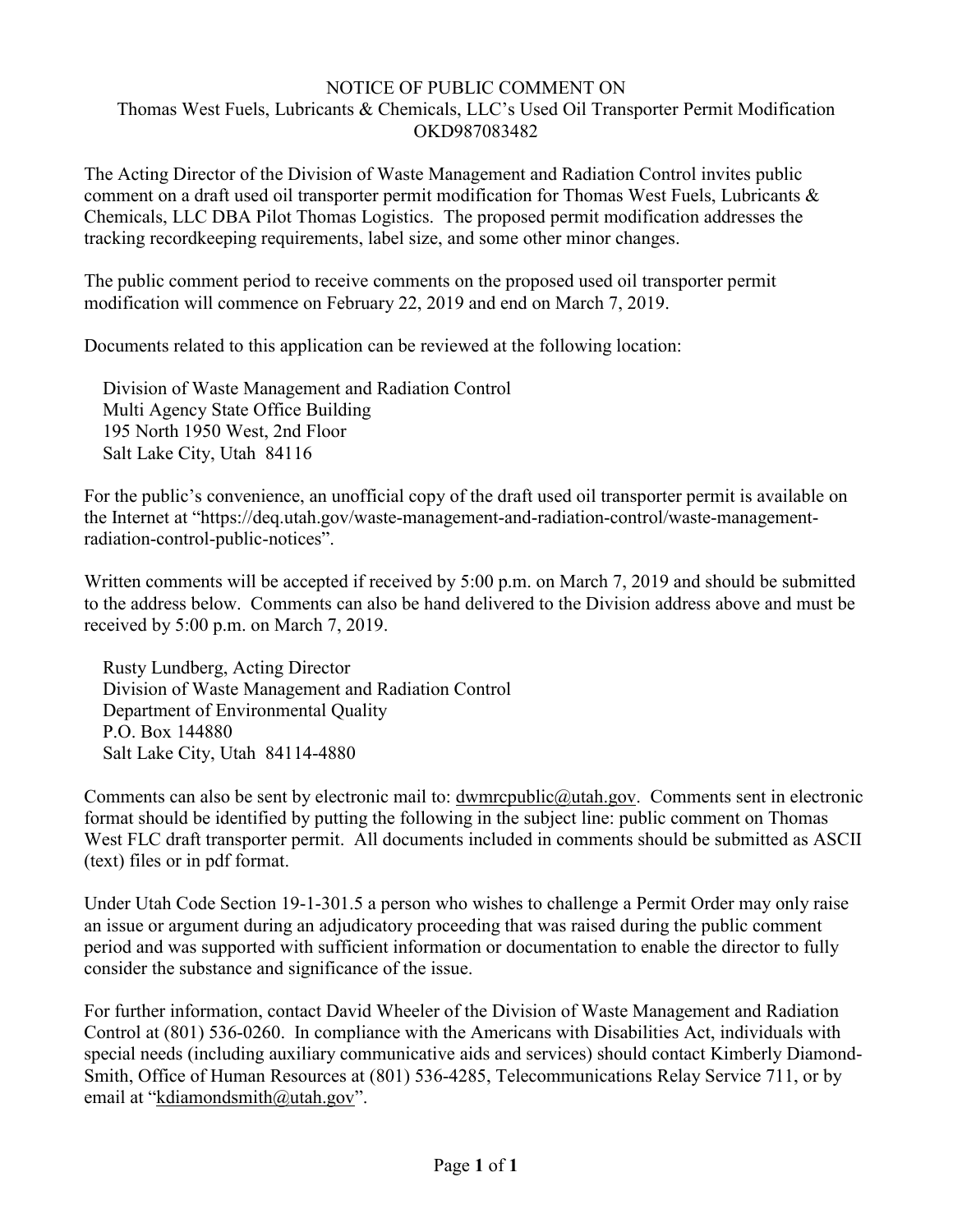# NOTICE OF PUBLIC COMMENT ON
## Thomas West Fuels, Lubricants & Chemicals, LLC's Used Oil Transporter Permit Modification
## OKD987083482

The Acting Director of the Division of Waste Management and Radiation Control invites public comment on a draft used oil transporter permit modification for Thomas West Fuels, Lubricants & Chemicals, LLC DBA Pilot Thomas Logistics. The proposed permit modification addresses the tracking recordkeeping requirements, label size, and some other minor changes.

The public comment period to receive comments on the proposed used oil transporter permit modification will commence on February 22, 2019 and end on March 7, 2019.

Documents related to this application can be reviewed at the following location:

Division of Waste Management and Radiation Control
Multi Agency State Office Building
195 North 1950 West, 2nd Floor
Salt Lake City, Utah 84116

For the public's convenience, an unofficial copy of the draft used oil transporter permit is available on the Internet at "https://deq.utah.gov/waste-management-and-radiation-control/waste-management-radiation-control-public-notices".

Written comments will be accepted if received by 5:00 p.m. on March 7, 2019 and should be submitted to the address below. Comments can also be hand delivered to the Division address above and must be received by 5:00 p.m. on March 7, 2019.

Rusty Lundberg, Acting Director
Division of Waste Management and Radiation Control
Department of Environmental Quality
P.O. Box 144880
Salt Lake City, Utah 84114-4880

Comments can also be sent by electronic mail to: dwmrcpublic@utah.gov. Comments sent in electronic format should be identified by putting the following in the subject line: public comment on Thomas West FLC draft transporter permit. All documents included in comments should be submitted as ASCII (text) files or in pdf format.

Under Utah Code Section 19-1-301.5 a person who wishes to challenge a Permit Order may only raise an issue or argument during an adjudicatory proceeding that was raised during the public comment period and was supported with sufficient information or documentation to enable the director to fully consider the substance and significance of the issue.

For further information, contact David Wheeler of the Division of Waste Management and Radiation Control at (801) 536-0260. In compliance with the Americans with Disabilities Act, individuals with special needs (including auxiliary communicative aids and services) should contact Kimberly Diamond-Smith, Office of Human Resources at (801) 536-4285, Telecommunications Relay Service 711, or by email at "kdiamondsmith@utah.gov".